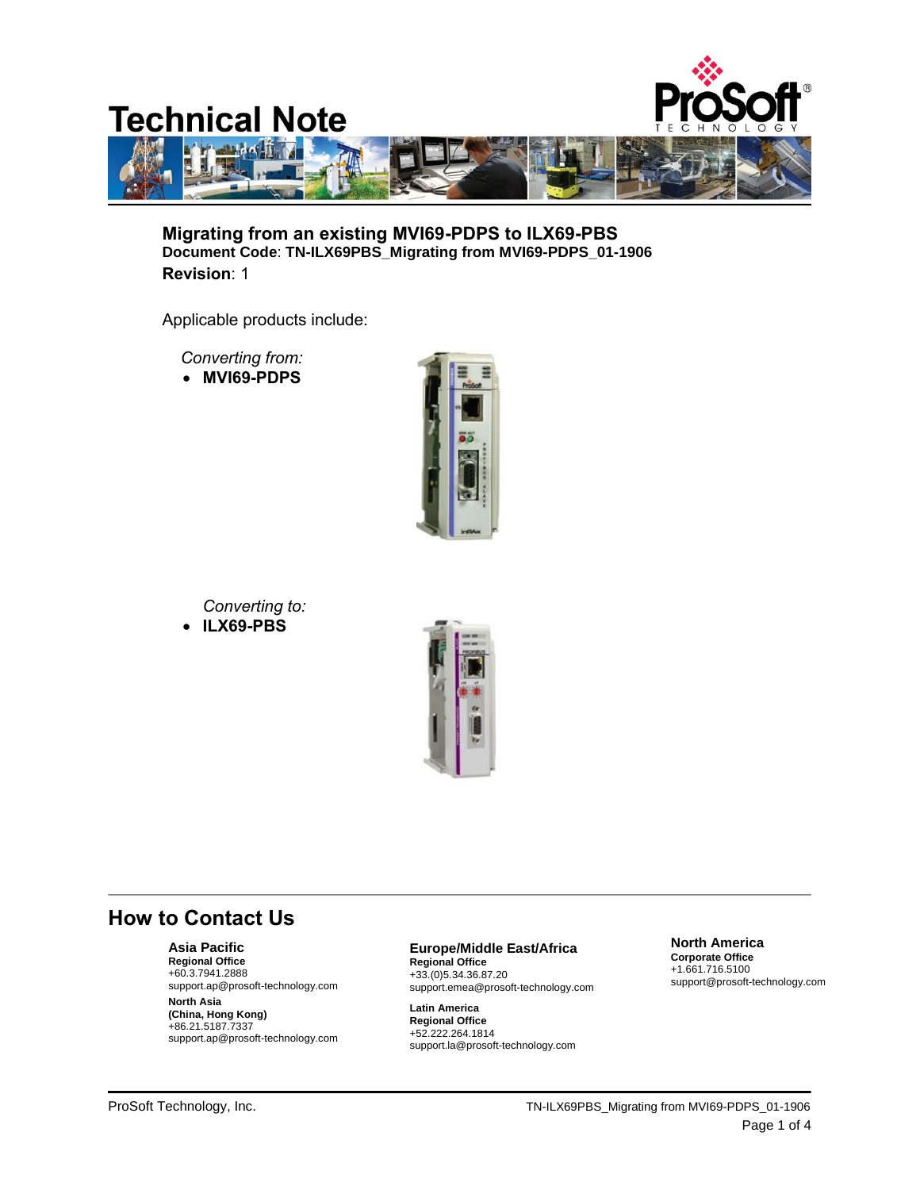# Technical Note

## Migrating from an existing MVI69-PDPS to ILX69-PBS

**Document Code**: **TN-ILX69PBS_Migrating from MVI69-PDPS_01-1906**

**Revision**: 1

Applicable products include:

*Converting from:*

- **MVI69-PDPS**

*Converting to:*

- **ILX69-PBS**

## How to Contact Us

**Asia Pacific**
**Regional Office**
+60.3.7941.2888
support.ap@prosoft-technology.com

**North Asia**
**(China, Hong Kong)**
+86.21.5187.7337
support.ap@prosoft-technology.com

**Europe/Middle East/Africa**
**Regional Office**
+33.(0)5.34.36.87.20
support.emea@prosoft-technology.com

**Latin America**
**Regional Office**
+52.222.264.1814
support.la@prosoft-technology.com

**North America**
**Corporate Office**
+1.661.716.5100
support@prosoft-technology.com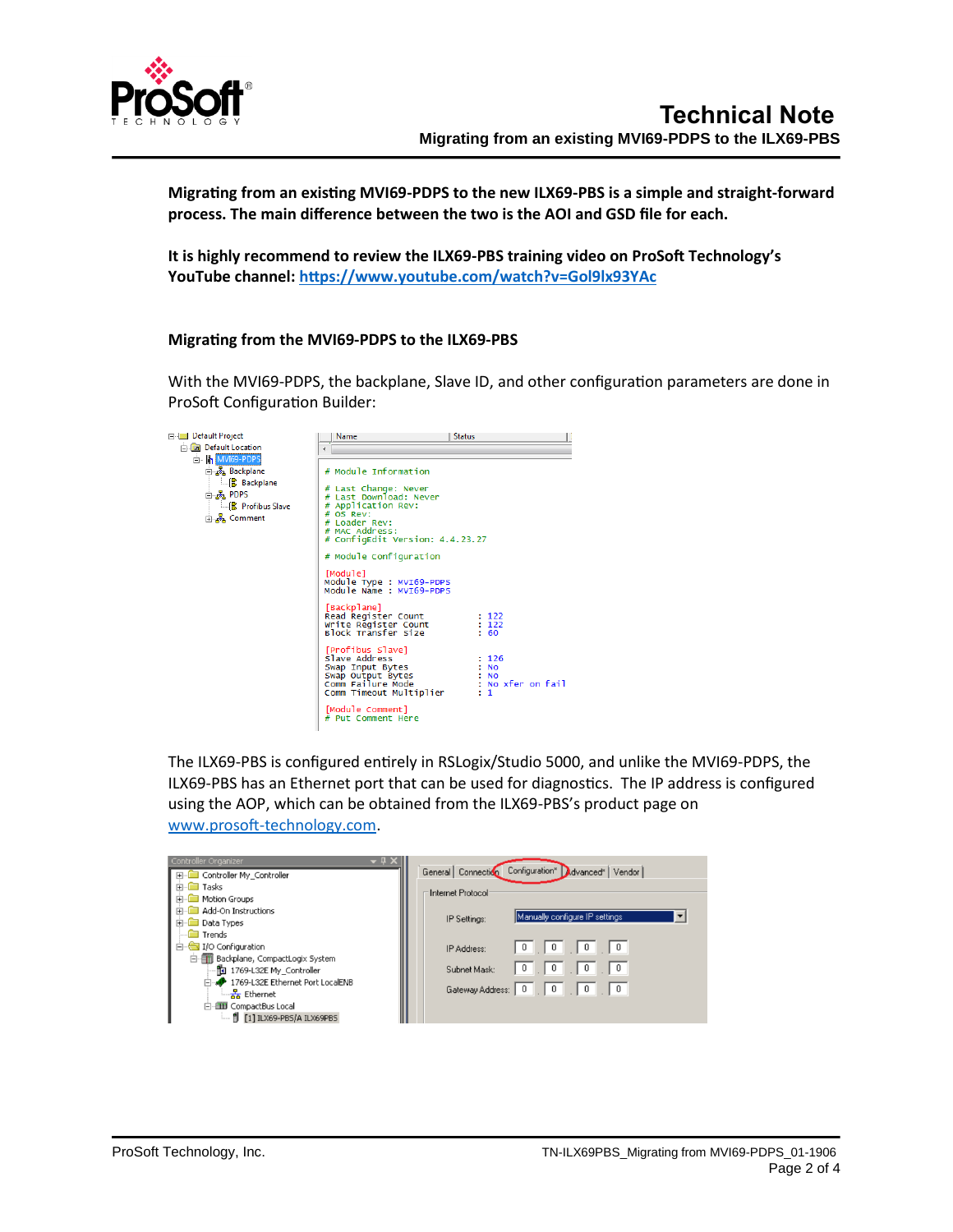**Migrating from an existing MVI69-PDPS to the new ILX69-PBS is a simple and straight-forward process. The main difference between the two is the AOI and GSD file for each.**

**It is highly recommend to review the ILX69-PBS training video on ProSoft Technology's YouTube channel: [https://www.youtube.com/watch?v=Gol9lx93YAc](https://www.youtube.com/watch?v=Gol9lx93YAc)**

## Migrating from the MVI69-PDPS to the ILX69-PBS

With the MVI69-PDPS, the backplane, Slave ID, and other configuration parameters are done in ProSoft Configuration Builder:

```
# Module Information

# Last Change: Never
# Last Download: Never
# Application Rev:
# OS Rev:
# Loader Rev:
# MAC Address:
# ConfigEdit Version: 4.4.23.27

# Module Configuration

[Module]
Module Type : MVI69-PDPS
Module Name : MVI69-PDPS

[Backplane]
Read Register Count          : 122
Write Register Count         : 122
Block Transfer Size          : 60

[Profibus Slave]
Slave Address                : 126
Swap Input Bytes             : No
Swap Output Bytes            : No
Comm Failure Mode            : No xfer on fail
Comm Timeout Multiplier      : 1

[Module Comment]
# Put Comment Here
```

The ILX69-PBS is configured entirely in RSLogix/Studio 5000, and unlike the MVI69-PDPS, the ILX69-PBS has an Ethernet port that can be used for diagnostics. The IP address is configured using the AOP, which can be obtained from the ILX69-PBS's product page on [www.prosoft-technology.com](www.prosoft-technology.com).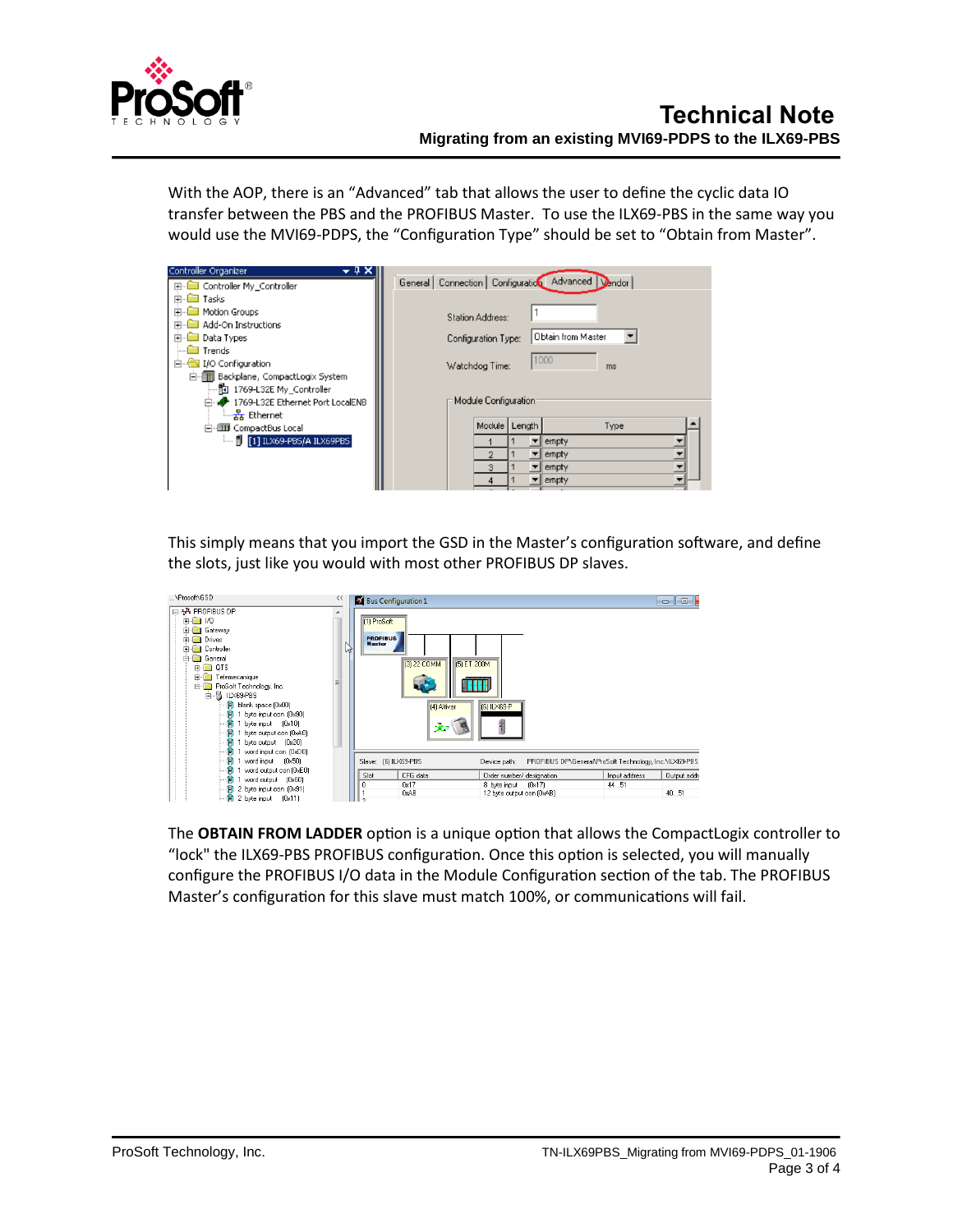With the AOP, there is an "Advanced" tab that allows the user to define the cyclic data IO transfer between the PBS and the PROFIBUS Master. To use the ILX69-PBS in the same way you would use the MVI69-PDPS, the "Configuration Type" should be set to "Obtain from Master".

This simply means that you import the GSD in the Master's configuration software, and define the slots, just like you would with most other PROFIBUS DP slaves.

The **OBTAIN FROM LADDER** option is a unique option that allows the CompactLogix controller to "lock" the ILX69-PBS PROFIBUS configuration. Once this option is selected, you will manually configure the PROFIBUS I/O data in the Module Configuration section of the tab. The PROFIBUS Master's configuration for this slave must match 100%, or communications will fail.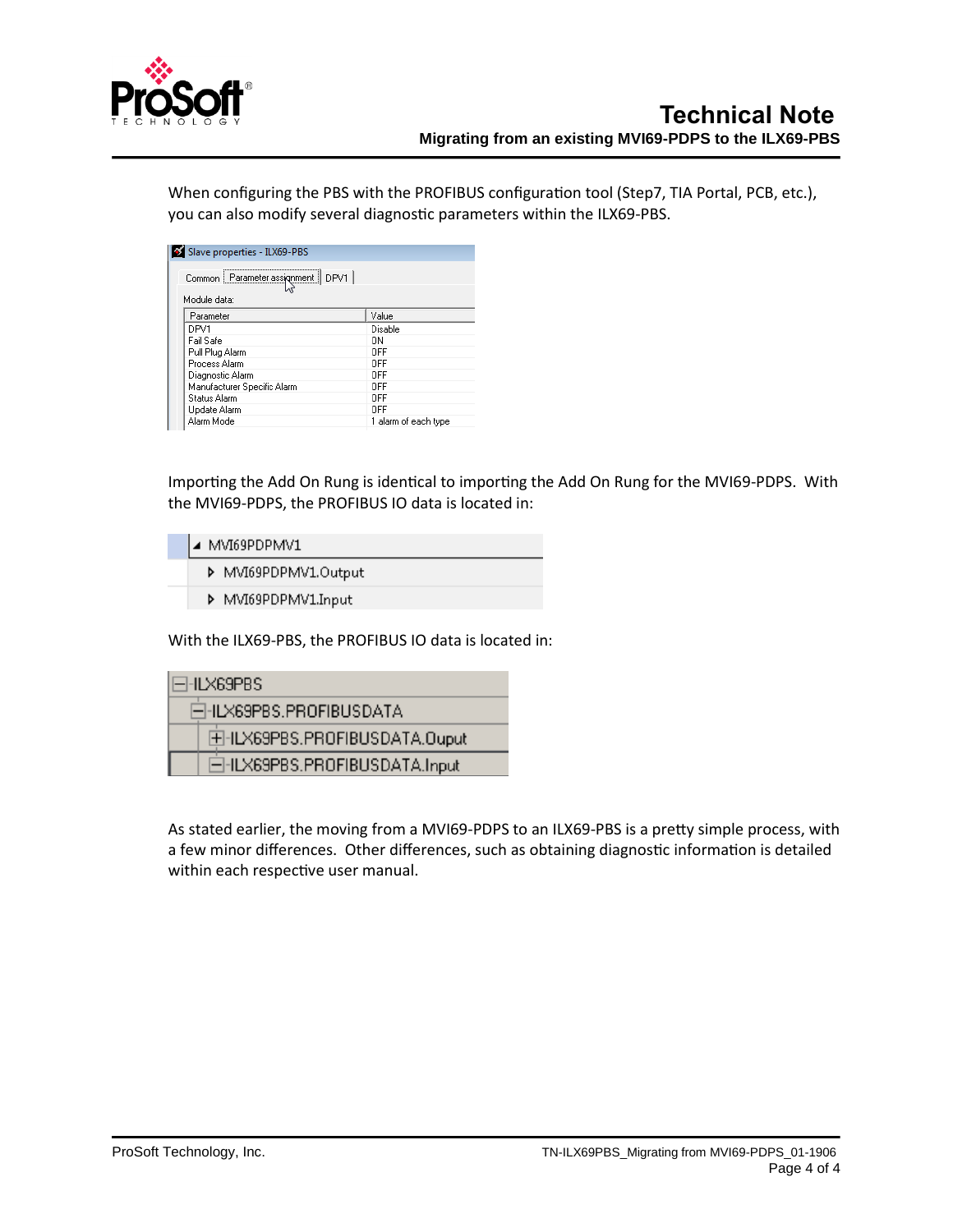When configuring the PBS with the PROFIBUS configuration tool (Step7, TIA Portal, PCB, etc.), you can also modify several diagnostic parameters within the ILX69-PBS.

Slave properties - ILX69-PBS

Common | Parameter assignment | DPV1

Module data:

| Parameter | Value |
|---|---|
| DPV1 | Disable |
| Fail Safe | ON |
| Pull Plug Alarm | OFF |
| Process Alarm | OFF |
| Diagnostic Alarm | OFF |
| Manufacturer Specific Alarm | OFF |
| Status Alarm | OFF |
| Update Alarm | OFF |
| Alarm Mode | 1 alarm of each type |

Importing the Add On Rung is identical to importing the Add On Rung for the MVI69-PDPS. With the MVI69-PDPS, the PROFIBUS IO data is located in:

- MVI69PDPMV1
  - MVI69PDPMV1.Output
  - MVI69PDPMV1.Input

With the ILX69-PBS, the PROFIBUS IO data is located in:

- ILX69PBS
  - ILX69PBS.PROFIBUSDATA
    - ILX69PBS.PROFIBUSDATA.Ouput
    - ILX69PBS.PROFIBUSDATA.Input

As stated earlier, the moving from a MVI69-PDPS to an ILX69-PBS is a pretty simple process, with a few minor differences. Other differences, such as obtaining diagnostic information is detailed within each respective user manual.